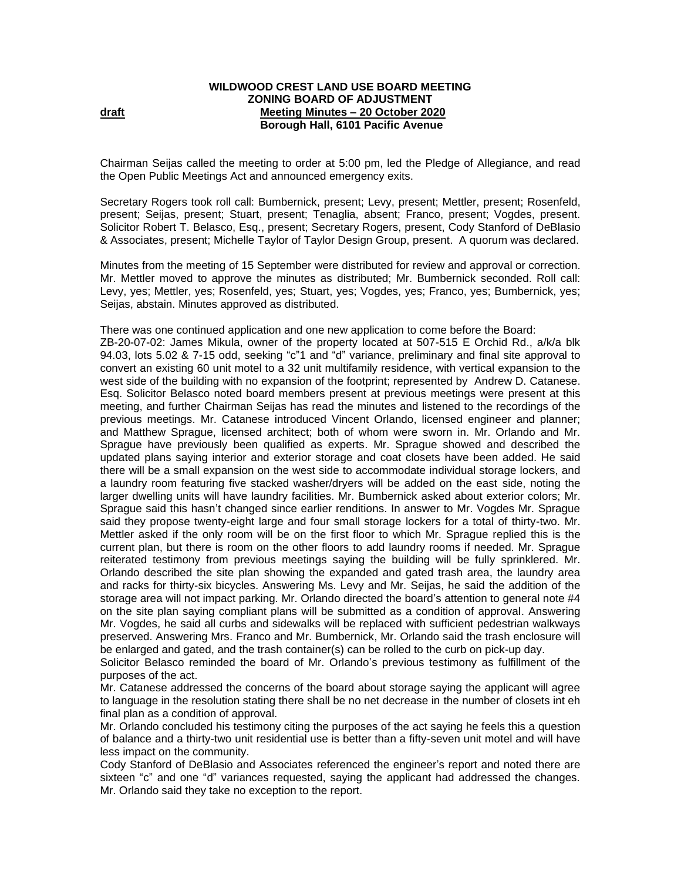**WILDWOOD CREST LAND USE BOARD MEETING**
**ZONING BOARD OF ADJUSTMENT**
**draft** **Meeting Minutes – 20 October 2020**
**Borough Hall, 6101 Pacific Avenue**

Chairman Seijas called the meeting to order at 5:00 pm, led the Pledge of Allegiance, and read the Open Public Meetings Act and announced emergency exits.

Secretary Rogers took roll call: Bumbernick, present; Levy, present; Mettler, present; Rosenfeld, present; Seijas, present; Stuart, present; Tenaglia, absent; Franco, present; Vogdes, present. Solicitor Robert T. Belasco, Esq., present; Secretary Rogers, present, Cody Stanford of DeBlasio & Associates, present; Michelle Taylor of Taylor Design Group, present. A quorum was declared.

Minutes from the meeting of 15 September were distributed for review and approval or correction. Mr. Mettler moved to approve the minutes as distributed; Mr. Bumbernick seconded. Roll call: Levy, yes; Mettler, yes; Rosenfeld, yes; Stuart, yes; Vogdes, yes; Franco, yes; Bumbernick, yes; Seijas, abstain. Minutes approved as distributed.

There was one continued application and one new application to come before the Board:
ZB-20-07-02: James Mikula, owner of the property located at 507-515 E Orchid Rd., a/k/a blk 94.03, lots 5.02 & 7-15 odd, seeking "c"1 and "d" variance, preliminary and final site approval to convert an existing 60 unit motel to a 32 unit multifamily residence, with vertical expansion to the west side of the building with no expansion of the footprint; represented by Andrew D. Catanese. Esq. Solicitor Belasco noted board members present at previous meetings were present at this meeting, and further Chairman Seijas has read the minutes and listened to the recordings of the previous meetings. Mr. Catanese introduced Vincent Orlando, licensed engineer and planner; and Matthew Sprague, licensed architect; both of whom were sworn in. Mr. Orlando and Mr. Sprague have previously been qualified as experts. Mr. Sprague showed and described the updated plans saying interior and exterior storage and coat closets have been added. He said there will be a small expansion on the west side to accommodate individual storage lockers, and a laundry room featuring five stacked washer/dryers will be added on the east side, noting the larger dwelling units will have laundry facilities. Mr. Bumbernick asked about exterior colors; Mr. Sprague said this hasn't changed since earlier renditions. In answer to Mr. Vogdes Mr. Sprague said they propose twenty-eight large and four small storage lockers for a total of thirty-two. Mr. Mettler asked if the only room will be on the first floor to which Mr. Sprague replied this is the current plan, but there is room on the other floors to add laundry rooms if needed. Mr. Sprague reiterated testimony from previous meetings saying the building will be fully sprinklered. Mr. Orlando described the site plan showing the expanded and gated trash area, the laundry area and racks for thirty-six bicycles. Answering Ms. Levy and Mr. Seijas, he said the addition of the storage area will not impact parking. Mr. Orlando directed the board's attention to general note #4 on the site plan saying compliant plans will be submitted as a condition of approval. Answering Mr. Vogdes, he said all curbs and sidewalks will be replaced with sufficient pedestrian walkways preserved. Answering Mrs. Franco and Mr. Bumbernick, Mr. Orlando said the trash enclosure will be enlarged and gated, and the trash container(s) can be rolled to the curb on pick-up day.
Solicitor Belasco reminded the board of Mr. Orlando's previous testimony as fulfillment of the purposes of the act.
Mr. Catanese addressed the concerns of the board about storage saying the applicant will agree to language in the resolution stating there shall be no net decrease in the number of closets int eh final plan as a condition of approval.
Mr. Orlando concluded his testimony citing the purposes of the act saying he feels this a question of balance and a thirty-two unit residential use is better than a fifty-seven unit motel and will have less impact on the community.
Cody Stanford of DeBlasio and Associates referenced the engineer's report and noted there are sixteen "c" and one "d" variances requested, saying the applicant had addressed the changes. Mr. Orlando said they take no exception to the report.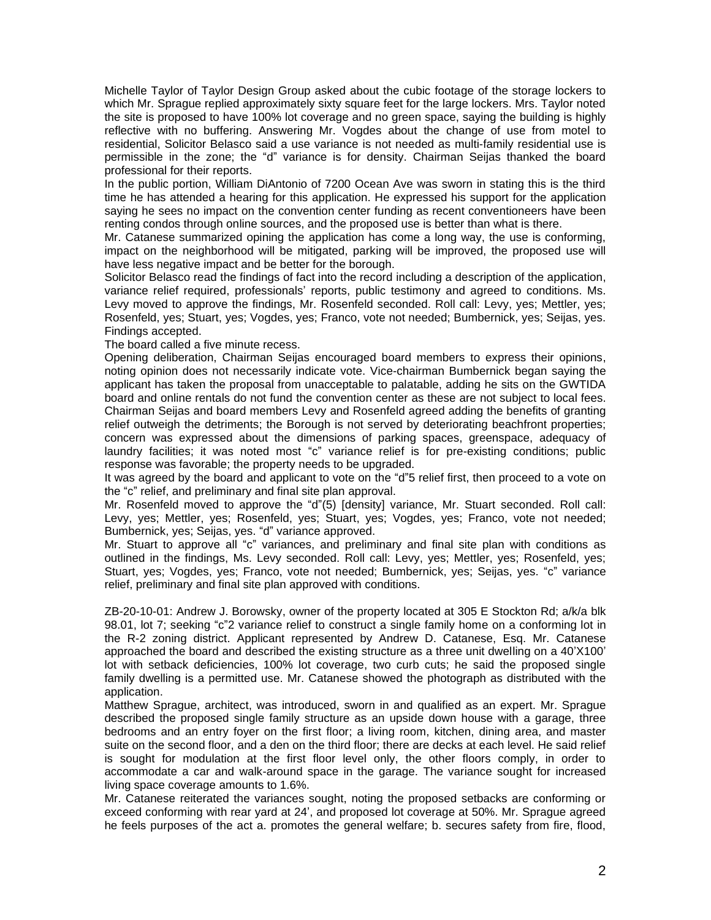Michelle Taylor of Taylor Design Group asked about the cubic footage of the storage lockers to which Mr. Sprague replied approximately sixty square feet for the large lockers. Mrs. Taylor noted the site is proposed to have 100% lot coverage and no green space, saying the building is highly reflective with no buffering. Answering Mr. Vogdes about the change of use from motel to residential, Solicitor Belasco said a use variance is not needed as multi-family residential use is permissible in the zone; the "d" variance is for density. Chairman Seijas thanked the board professional for their reports.

In the public portion, William DiAntonio of 7200 Ocean Ave was sworn in stating this is the third time he has attended a hearing for this application. He expressed his support for the application saying he sees no impact on the convention center funding as recent conventioneers have been renting condos through online sources, and the proposed use is better than what is there.

Mr. Catanese summarized opining the application has come a long way, the use is conforming, impact on the neighborhood will be mitigated, parking will be improved, the proposed use will have less negative impact and be better for the borough.

Solicitor Belasco read the findings of fact into the record including a description of the application, variance relief required, professionals' reports, public testimony and agreed to conditions. Ms. Levy moved to approve the findings, Mr. Rosenfeld seconded. Roll call: Levy, yes; Mettler, yes; Rosenfeld, yes; Stuart, yes; Vogdes, yes; Franco, vote not needed; Bumbernick, yes; Seijas, yes. Findings accepted.

The board called a five minute recess.

Opening deliberation, Chairman Seijas encouraged board members to express their opinions, noting opinion does not necessarily indicate vote. Vice-chairman Bumbernick began saying the applicant has taken the proposal from unacceptable to palatable, adding he sits on the GWTIDA board and online rentals do not fund the convention center as these are not subject to local fees. Chairman Seijas and board members Levy and Rosenfeld agreed adding the benefits of granting relief outweigh the detriments; the Borough is not served by deteriorating beachfront properties; concern was expressed about the dimensions of parking spaces, greenspace, adequacy of laundry facilities; it was noted most "c" variance relief is for pre-existing conditions; public response was favorable; the property needs to be upgraded.

It was agreed by the board and applicant to vote on the "d"5 relief first, then proceed to a vote on the "c" relief, and preliminary and final site plan approval.

Mr. Rosenfeld moved to approve the "d"(5) [density] variance, Mr. Stuart seconded. Roll call: Levy, yes; Mettler, yes; Rosenfeld, yes; Stuart, yes; Vogdes, yes; Franco, vote not needed; Bumbernick, yes; Seijas, yes. "d" variance approved.

Mr. Stuart to approve all "c" variances, and preliminary and final site plan with conditions as outlined in the findings, Ms. Levy seconded. Roll call: Levy, yes; Mettler, yes; Rosenfeld, yes; Stuart, yes; Vogdes, yes; Franco, vote not needed; Bumbernick, yes; Seijas, yes. "c" variance relief, preliminary and final site plan approved with conditions.

ZB-20-10-01: Andrew J. Borowsky, owner of the property located at 305 E Stockton Rd; a/k/a blk 98.01, lot 7; seeking "c"2 variance relief to construct a single family home on a conforming lot in the R-2 zoning district. Applicant represented by Andrew D. Catanese, Esq. Mr. Catanese approached the board and described the existing structure as a three unit dwelling on a 40'X100' lot with setback deficiencies, 100% lot coverage, two curb cuts; he said the proposed single family dwelling is a permitted use. Mr. Catanese showed the photograph as distributed with the application.

Matthew Sprague, architect, was introduced, sworn in and qualified as an expert. Mr. Sprague described the proposed single family structure as an upside down house with a garage, three bedrooms and an entry foyer on the first floor; a living room, kitchen, dining area, and master suite on the second floor, and a den on the third floor; there are decks at each level. He said relief is sought for modulation at the first floor level only, the other floors comply, in order to accommodate a car and walk-around space in the garage. The variance sought for increased living space coverage amounts to 1.6%.

Mr. Catanese reiterated the variances sought, noting the proposed setbacks are conforming or exceed conforming with rear yard at 24', and proposed lot coverage at 50%. Mr. Sprague agreed he feels purposes of the act a. promotes the general welfare; b. secures safety from fire, flood,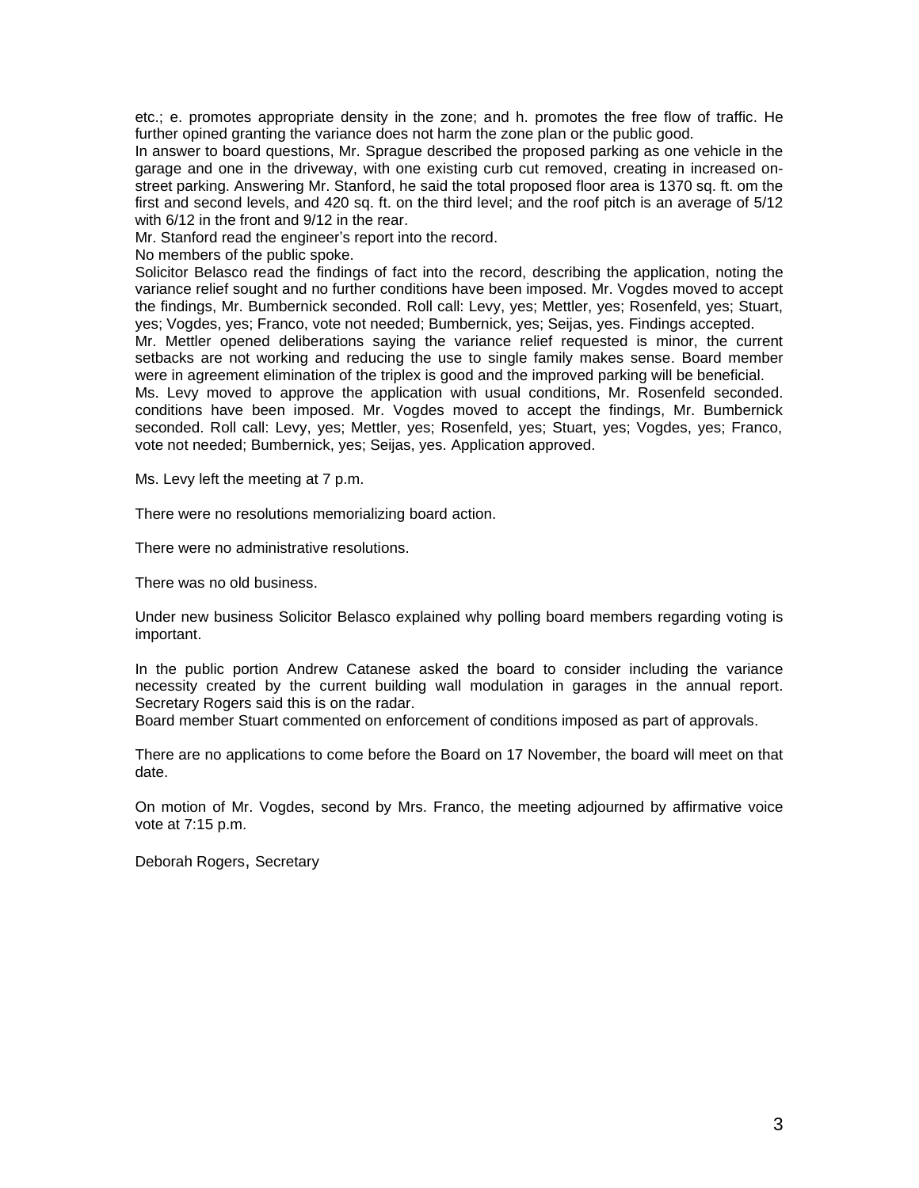etc.; e. promotes appropriate density in the zone; and h. promotes the free flow of traffic. He further opined granting the variance does not harm the zone plan or the public good.
In answer to board questions, Mr. Sprague described the proposed parking as one vehicle in the garage and one in the driveway, with one existing curb cut removed, creating in increased on-street parking. Answering Mr. Stanford, he said the total proposed floor area is 1370 sq. ft. om the first and second levels, and 420 sq. ft. on the third level; and the roof pitch is an average of 5/12 with 6/12 in the front and 9/12 in the rear.
Mr. Stanford read the engineer's report into the record.
No members of the public spoke.
Solicitor Belasco read the findings of fact into the record, describing the application, noting the variance relief sought and no further conditions have been imposed. Mr. Vogdes moved to accept the findings, Mr. Bumbernick seconded. Roll call: Levy, yes; Mettler, yes; Rosenfeld, yes; Stuart, yes; Vogdes, yes; Franco, vote not needed; Bumbernick, yes; Seijas, yes. Findings accepted.
Mr. Mettler opened deliberations saying the variance relief requested is minor, the current setbacks are not working and reducing the use to single family makes sense. Board member were in agreement elimination of the triplex is good and the improved parking will be beneficial.
Ms. Levy moved to approve the application with usual conditions, Mr. Rosenfeld seconded. conditions have been imposed. Mr. Vogdes moved to accept the findings, Mr. Bumbernick seconded. Roll call: Levy, yes; Mettler, yes; Rosenfeld, yes; Stuart, yes; Vogdes, yes; Franco, vote not needed; Bumbernick, yes; Seijas, yes. Application approved.

Ms. Levy left the meeting at 7 p.m.

There were no resolutions memorializing board action.

There were no administrative resolutions.

There was no old business.

Under new business Solicitor Belasco explained why polling board members regarding voting is important.

In the public portion Andrew Catanese asked the board to consider including the variance necessity created by the current building wall modulation in garages in the annual report. Secretary Rogers said this is on the radar.
Board member Stuart commented on enforcement of conditions imposed as part of approvals.

There are no applications to come before the Board on 17 November, the board will meet on that date.

On motion of Mr. Vogdes, second by Mrs. Franco, the meeting adjourned by affirmative voice vote at 7:15 p.m.

Deborah Rogers, Secretary